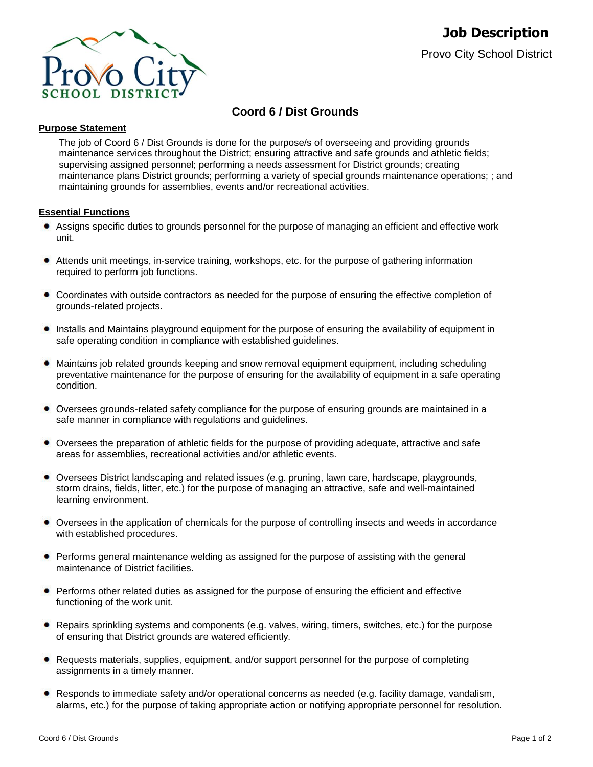# Job Description

Provo City School District

## Coord 6 / Dist Grounds

### Purpose Statement

The job of Coord 6 / Dist Grounds is done for the purpose/s of overseeing and providing grounds maintenance services throughout the District; ensuring attractive and safe grounds and athletic fields; supervising assigned personnel; performing a needs assessment for District grounds; creating maintenance plans District grounds; performing a variety of special grounds maintenance operations; ; and maintaining grounds for assemblies, events and/or recreational activities.

### Essential Functions

- Assigns specific duties to grounds personnel for the purpose of managing an efficient and effective work unit.
- Attends unit meetings, in-service training, workshops, etc. for the purpose of gathering information required to perform job functions.
- Coordinates with outside contractors as needed for the purpose of ensuring the effective completion of grounds-related projects.
- Installs and Maintains playground equipment for the purpose of ensuring the availability of equipment in safe operating condition in compliance with established guidelines.
- Maintains job related grounds keeping and snow removal equipment equipment, including scheduling preventative maintenance for the purpose of ensuring for the availability of equipment in a safe operating condition.
- Oversees grounds-related safety compliance for the purpose of ensuring grounds are maintained in a safe manner in compliance with regulations and guidelines.
- Oversees the preparation of athletic fields for the purpose of providing adequate, attractive and safe areas for assemblies, recreational activities and/or athletic events.
- Oversees District landscaping and related issues (e.g. pruning, lawn care, hardscape, playgrounds, storm drains, fields, litter, etc.) for the purpose of managing an attractive, safe and well-maintained learning environment.
- Oversees in the application of chemicals for the purpose of controlling insects and weeds in accordance with established procedures.
- Performs general maintenance welding as assigned for the purpose of assisting with the general maintenance of District facilities.
- Performs other related duties as assigned for the purpose of ensuring the efficient and effective functioning of the work unit.
- Repairs sprinkling systems and components (e.g. valves, wiring, timers, switches, etc.) for the purpose of ensuring that District grounds are watered efficiently.
- Requests materials, supplies, equipment, and/or support personnel for the purpose of completing assignments in a timely manner.
- Responds to immediate safety and/or operational concerns as needed (e.g. facility damage, vandalism, alarms, etc.) for the purpose of taking appropriate action or notifying appropriate personnel for resolution.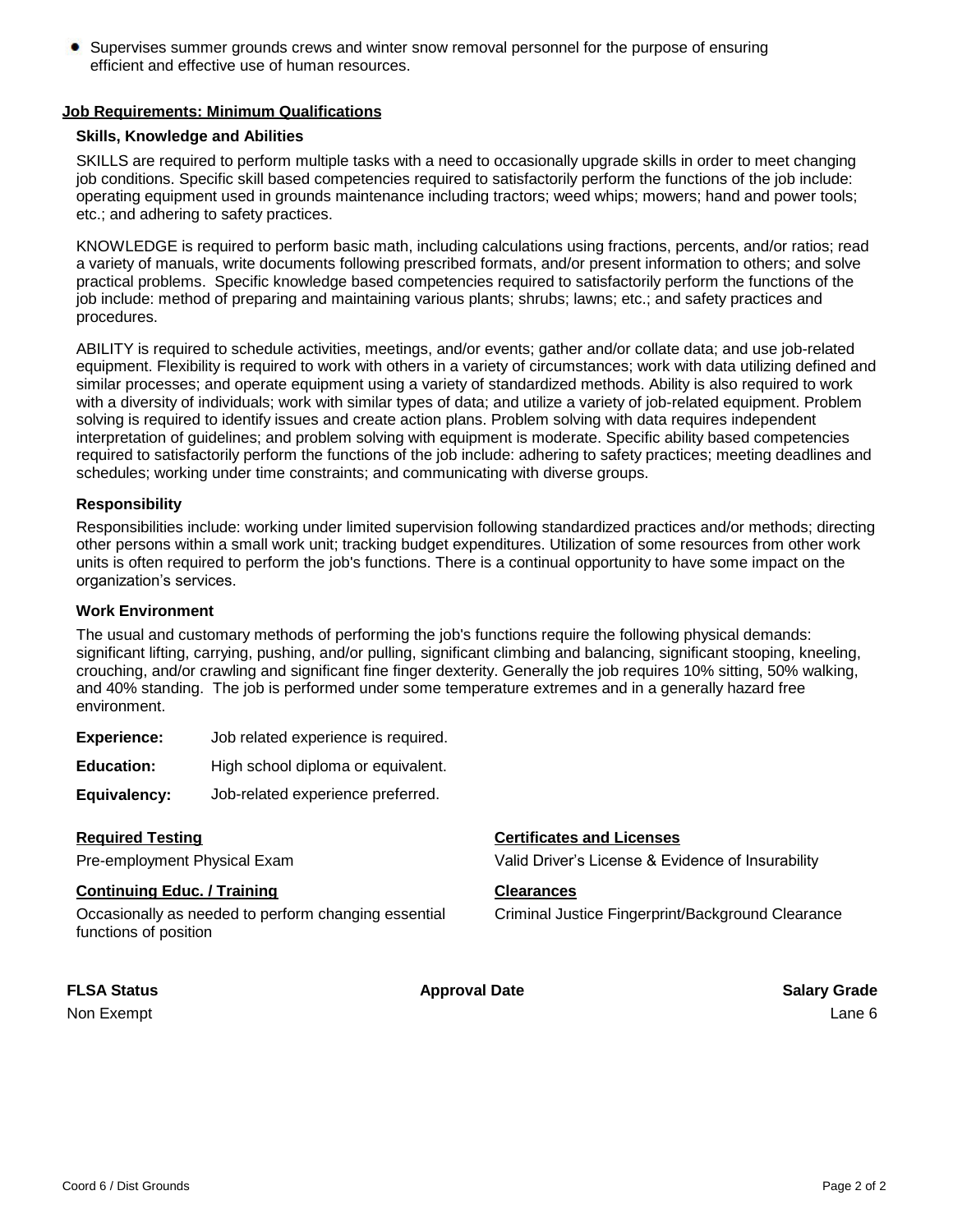- Supervises summer grounds crews and winter snow removal personnel for the purpose of ensuring efficient and effective use of human resources.

## Job Requirements: Minimum Qualifications

### Skills, Knowledge and Abilities

SKILLS are required to perform multiple tasks with a need to occasionally upgrade skills in order to meet changing job conditions. Specific skill based competencies required to satisfactorily perform the functions of the job include: operating equipment used in grounds maintenance including tractors; weed whips; mowers; hand and power tools; etc.; and adhering to safety practices.

KNOWLEDGE is required to perform basic math, including calculations using fractions, percents, and/or ratios; read a variety of manuals, write documents following prescribed formats, and/or present information to others; and solve practical problems. Specific knowledge based competencies required to satisfactorily perform the functions of the job include: method of preparing and maintaining various plants; shrubs; lawns; etc.; and safety practices and procedures.

ABILITY is required to schedule activities, meetings, and/or events; gather and/or collate data; and use job-related equipment. Flexibility is required to work with others in a variety of circumstances; work with data utilizing defined and similar processes; and operate equipment using a variety of standardized methods. Ability is also required to work with a diversity of individuals; work with similar types of data; and utilize a variety of job-related equipment. Problem solving is required to identify issues and create action plans. Problem solving with data requires independent interpretation of guidelines; and problem solving with equipment is moderate. Specific ability based competencies required to satisfactorily perform the functions of the job include: adhering to safety practices; meeting deadlines and schedules; working under time constraints; and communicating with diverse groups.

### Responsibility

Responsibilities include: working under limited supervision following standardized practices and/or methods; directing other persons within a small work unit; tracking budget expenditures. Utilization of some resources from other work units is often required to perform the job's functions. There is a continual opportunity to have some impact on the organization's services.

### Work Environment

The usual and customary methods of performing the job's functions require the following physical demands: significant lifting, carrying, pushing, and/or pulling, significant climbing and balancing, significant stooping, kneeling, crouching, and/or crawling and significant fine finger dexterity. Generally the job requires 10% sitting, 50% walking, and 40% standing. The job is performed under some temperature extremes and in a generally hazard free environment.

**Experience:** Job related experience is required.

**Education:** High school diploma or equivalent.

**Equivalency:** Job-related experience preferred.

**Required Testing**

Pre-employment Physical Exam

**Certificates and Licenses**

Valid Driver's License & Evidence of Insurability

**Continuing Educ. / Training**

Occasionally as needed to perform changing essential functions of position

**Clearances**

Criminal Justice Fingerprint/Background Clearance

| FLSA Status | Approval Date | Salary Grade |
| --- | --- | --- |
| Non Exempt | | Lane 6 |